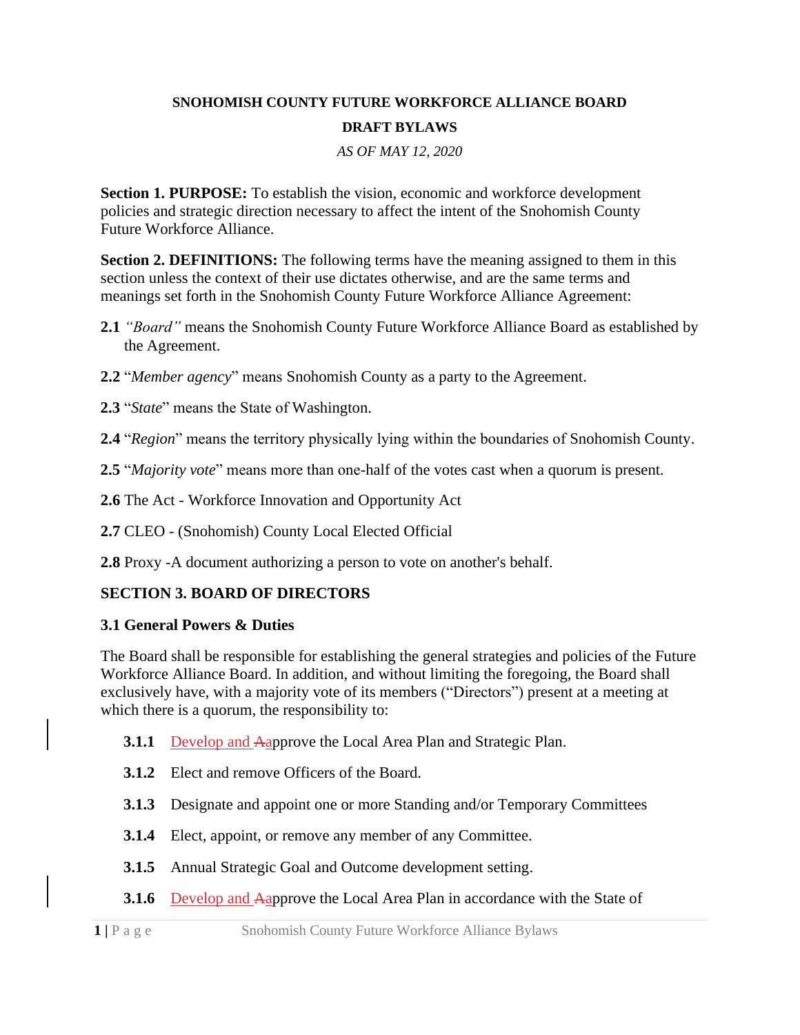**SNOHOMISH COUNTY FUTURE WORKFORCE ALLIANCE BOARD**

**DRAFT BYLAWS**

*AS OF MAY 12, 2020*

**Section 1. PURPOSE:** To establish the vision, economic and workforce development policies and strategic direction necessary to affect the intent of the Snohomish County Future Workforce Alliance.

**Section 2. DEFINITIONS:** The following terms have the meaning assigned to them in this section unless the context of their use dictates otherwise, and are the same terms and meanings set forth in the Snohomish County Future Workforce Alliance Agreement:

**2.1** *"Board"* means the Snohomish County Future Workforce Alliance Board as established by the Agreement.

**2.2** "*Member agency*" means Snohomish County as a party to the Agreement.

**2.3** "*State*" means the State of Washington.

**2.4** "*Region*" means the territory physically lying within the boundaries of Snohomish County.

**2.5** "*Majority vote*" means more than one-half of the votes cast when a quorum is present.

**2.6** The Act - Workforce Innovation and Opportunity Act

**2.7** CLEO - (Snohomish) County Local Elected Official

**2.8** Proxy -A document authorizing a person to vote on another's behalf.

## SECTION 3. BOARD OF DIRECTORS

### 3.1 General Powers & Duties

The Board shall be responsible for establishing the general strategies and policies of the Future Workforce Alliance Board. In addition, and without limiting the foregoing, the Board shall exclusively have, with a majority vote of its members ("Directors") present at a meeting at which there is a quorum, the responsibility to:

**3.1.1** Develop and ~~A~~approve the Local Area Plan and Strategic Plan.

**3.1.2** Elect and remove Officers of the Board.

**3.1.3** Designate and appoint one or more Standing and/or Temporary Committees

**3.1.4** Elect, appoint, or remove any member of any Committee.

**3.1.5** Annual Strategic Goal and Outcome development setting.

**3.1.6** Develop and ~~A~~approve the Local Area Plan in accordance with the State of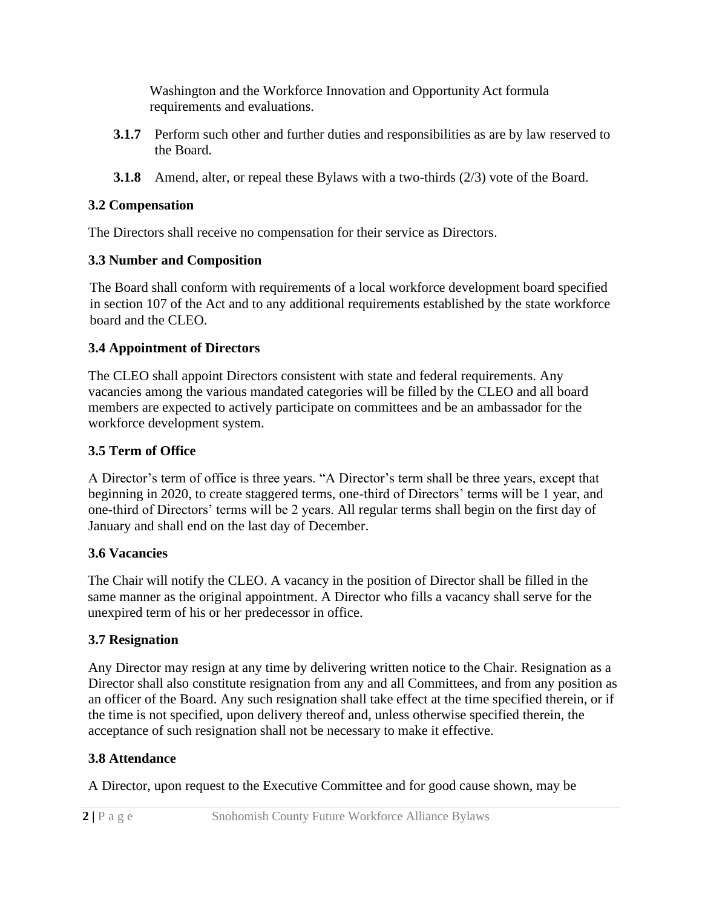Washington and the Workforce Innovation and Opportunity Act formula requirements and evaluations.

**3.1.7** Perform such other and further duties and responsibilities as are by law reserved to the Board.

**3.1.8** Amend, alter, or repeal these Bylaws with a two-thirds (2/3) vote of the Board.

### 3.2 Compensation

The Directors shall receive no compensation for their service as Directors.

### 3.3 Number and Composition

The Board shall conform with requirements of a local workforce development board specified in section 107 of the Act and to any additional requirements established by the state workforce board and the CLEO.

### 3.4 Appointment of Directors

The CLEO shall appoint Directors consistent with state and federal requirements. Any vacancies among the various mandated categories will be filled by the CLEO and all board members are expected to actively participate on committees and be an ambassador for the workforce development system.

### 3.5 Term of Office

A Director's term of office is three years. "A Director's term shall be three years, except that beginning in 2020, to create staggered terms, one-third of Directors' terms will be 1 year, and one-third of Directors' terms will be 2 years. All regular terms shall begin on the first day of January and shall end on the last day of December.

### 3.6 Vacancies

The Chair will notify the CLEO. A vacancy in the position of Director shall be filled in the same manner as the original appointment. A Director who fills a vacancy shall serve for the unexpired term of his or her predecessor in office.

### 3.7 Resignation

Any Director may resign at any time by delivering written notice to the Chair. Resignation as a Director shall also constitute resignation from any and all Committees, and from any position as an officer of the Board. Any such resignation shall take effect at the time specified therein, or if the time is not specified, upon delivery thereof and, unless otherwise specified therein, the acceptance of such resignation shall not be necessary to make it effective.

### 3.8 Attendance

A Director, upon request to the Executive Committee and for good cause shown, may be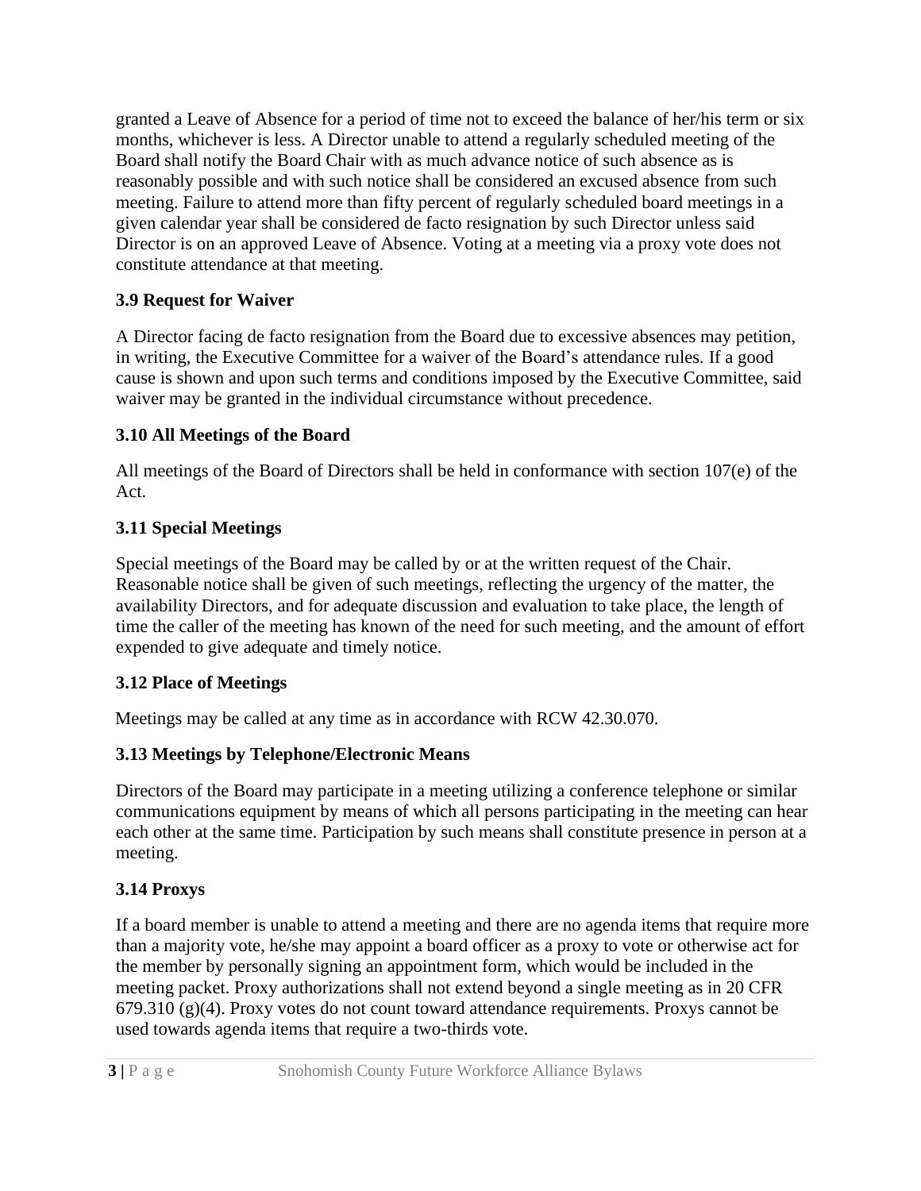granted a Leave of Absence for a period of time not to exceed the balance of her/his term or six months, whichever is less. A Director unable to attend a regularly scheduled meeting of the Board shall notify the Board Chair with as much advance notice of such absence as is reasonably possible and with such notice shall be considered an excused absence from such meeting. Failure to attend more than fifty percent of regularly scheduled board meetings in a given calendar year shall be considered de facto resignation by such Director unless said Director is on an approved Leave of Absence. Voting at a meeting via a proxy vote does not constitute attendance at that meeting.

### 3.9 Request for Waiver

A Director facing de facto resignation from the Board due to excessive absences may petition, in writing, the Executive Committee for a waiver of the Board's attendance rules. If a good cause is shown and upon such terms and conditions imposed by the Executive Committee, said waiver may be granted in the individual circumstance without precedence.

### 3.10 All Meetings of the Board

All meetings of the Board of Directors shall be held in conformance with section 107(e) of the Act.

### 3.11 Special Meetings

Special meetings of the Board may be called by or at the written request of the Chair. Reasonable notice shall be given of such meetings, reflecting the urgency of the matter, the availability Directors, and for adequate discussion and evaluation to take place, the length of time the caller of the meeting has known of the need for such meeting, and the amount of effort expended to give adequate and timely notice.

### 3.12 Place of Meetings

Meetings may be called at any time as in accordance with RCW 42.30.070.

### 3.13 Meetings by Telephone/Electronic Means

Directors of the Board may participate in a meeting utilizing a conference telephone or similar communications equipment by means of which all persons participating in the meeting can hear each other at the same time. Participation by such means shall constitute presence in person at a meeting.

### 3.14 Proxys

If a board member is unable to attend a meeting and there are no agenda items that require more than a majority vote, he/she may appoint a board officer as a proxy to vote or otherwise act for the member by personally signing an appointment form, which would be included in the meeting packet. Proxy authorizations shall not extend beyond a single meeting as in 20 CFR 679.310 (g)(4). Proxy votes do not count toward attendance requirements. Proxys cannot be used towards agenda items that require a two-thirds vote.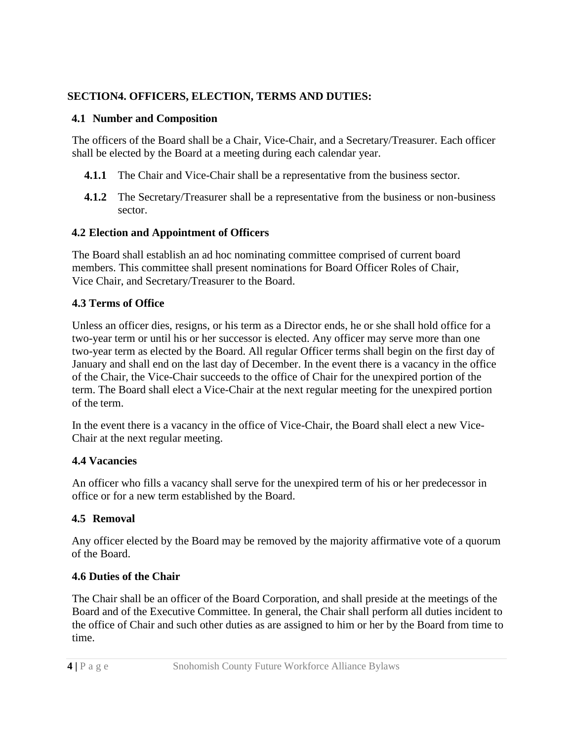## SECTION4. OFFICERS, ELECTION, TERMS AND DUTIES:

### 4.1 Number and Composition

The officers of the Board shall be a Chair, Vice-Chair, and a Secretary/Treasurer. Each officer shall be elected by the Board at a meeting during each calendar year.

**4.1.1** The Chair and Vice-Chair shall be a representative from the business sector.

**4.1.2** The Secretary/Treasurer shall be a representative from the business or non-business sector.

### 4.2 Election and Appointment of Officers

The Board shall establish an ad hoc nominating committee comprised of current board members. This committee shall present nominations for Board Officer Roles of Chair, Vice Chair, and Secretary/Treasurer to the Board.

### 4.3 Terms of Office

Unless an officer dies, resigns, or his term as a Director ends, he or she shall hold office for a two-year term or until his or her successor is elected. Any officer may serve more than one two-year term as elected by the Board. All regular Officer terms shall begin on the first day of January and shall end on the last day of December. In the event there is a vacancy in the office of the Chair, the Vice-Chair succeeds to the office of Chair for the unexpired portion of the term. The Board shall elect a Vice-Chair at the next regular meeting for the unexpired portion of the term.

In the event there is a vacancy in the office of Vice-Chair, the Board shall elect a new Vice-Chair at the next regular meeting.

### 4.4 Vacancies

An officer who fills a vacancy shall serve for the unexpired term of his or her predecessor in office or for a new term established by the Board.

### 4.5 Removal

Any officer elected by the Board may be removed by the majority affirmative vote of a quorum of the Board.

### 4.6 Duties of the Chair

The Chair shall be an officer of the Board Corporation, and shall preside at the meetings of the Board and of the Executive Committee. In general, the Chair shall perform all duties incident to the office of Chair and such other duties as are assigned to him or her by the Board from time to time.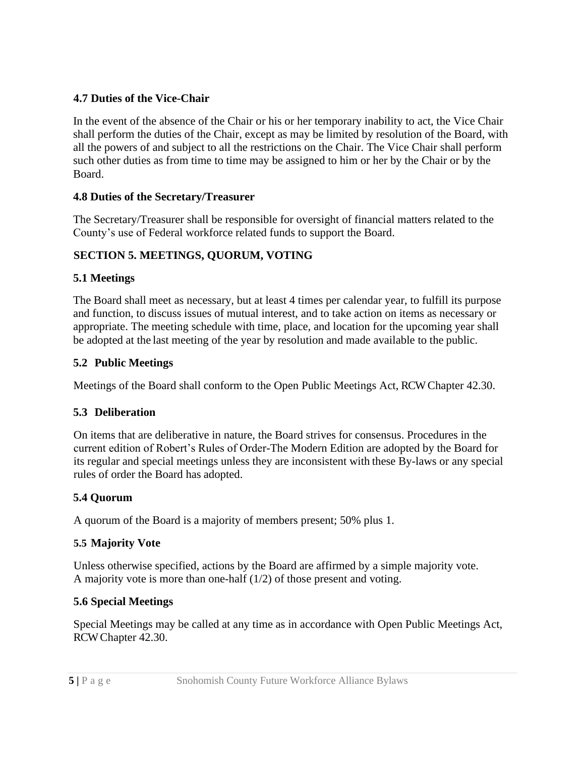### 4.7 Duties of the Vice-Chair

In the event of the absence of the Chair or his or her temporary inability to act, the Vice Chair shall perform the duties of the Chair, except as may be limited by resolution of the Board, with all the powers of and subject to all the restrictions on the Chair. The Vice Chair shall perform such other duties as from time to time may be assigned to him or her by the Chair or by the Board.

### 4.8 Duties of the Secretary/Treasurer

The Secretary/Treasurer shall be responsible for oversight of financial matters related to the County's use of Federal workforce related funds to support the Board.

## SECTION 5. MEETINGS, QUORUM, VOTING

### 5.1 Meetings

The Board shall meet as necessary, but at least 4 times per calendar year, to fulfill its purpose and function, to discuss issues of mutual interest, and to take action on items as necessary or appropriate. The meeting schedule with time, place, and location for the upcoming year shall be adopted at the last meeting of the year by resolution and made available to the public.

### 5.2 Public Meetings

Meetings of the Board shall conform to the Open Public Meetings Act, RCW Chapter 42.30.

### 5.3 Deliberation

On items that are deliberative in nature, the Board strives for consensus. Procedures in the current edition of Robert's Rules of Order-The Modern Edition are adopted by the Board for its regular and special meetings unless they are inconsistent with these By-laws or any special rules of order the Board has adopted.

### 5.4 Quorum

A quorum of the Board is a majority of members present; 50% plus 1.

### 5.5 Majority Vote

Unless otherwise specified, actions by the Board are affirmed by a simple majority vote.
A majority vote is more than one-half (1/2) of those present and voting.

### 5.6 Special Meetings

Special Meetings may be called at any time as in accordance with Open Public Meetings Act, RCW Chapter 42.30.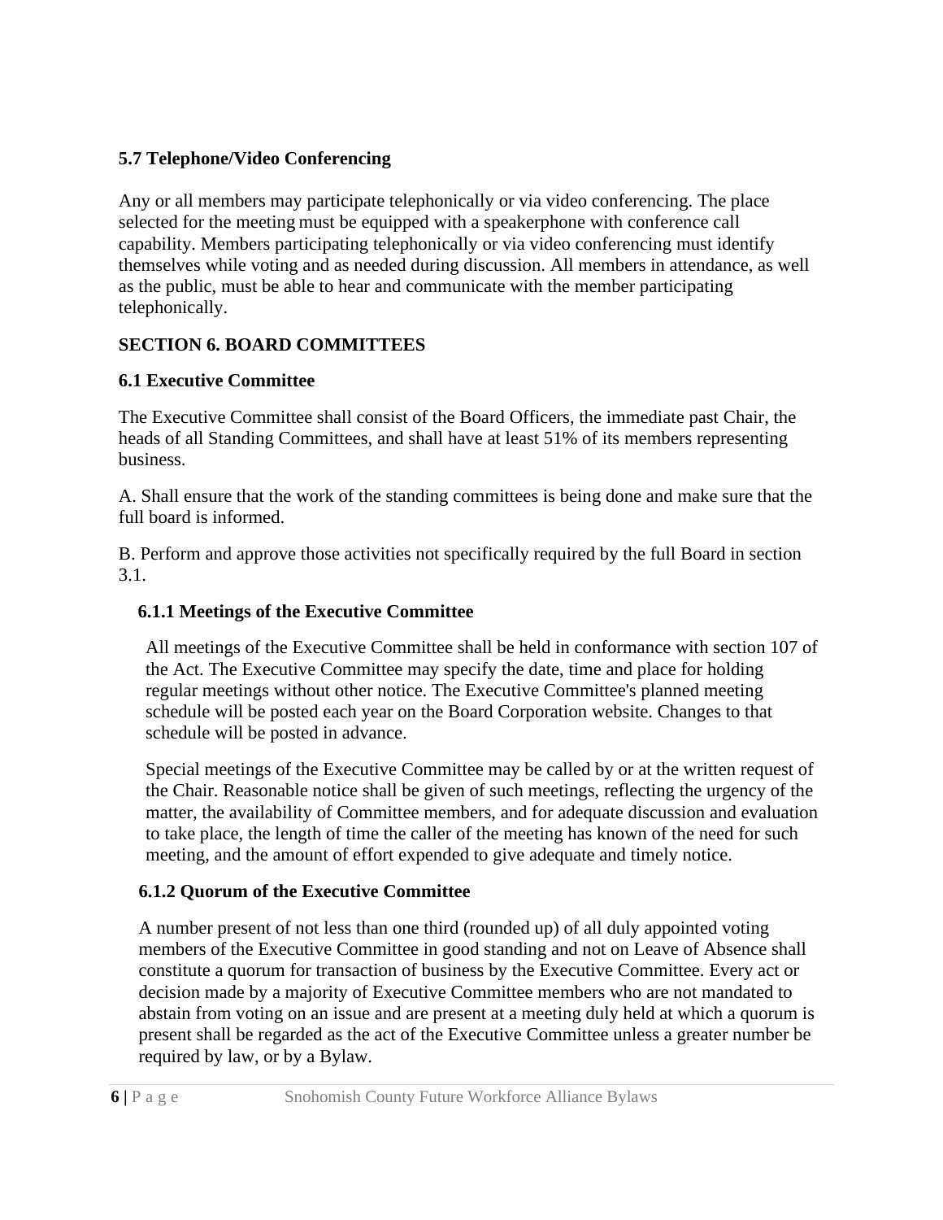### 5.7 Telephone/Video Conferencing

Any or all members may participate telephonically or via video conferencing. The place selected for the meeting must be equipped with a speakerphone with conference call capability. Members participating telephonically or via video conferencing must identify themselves while voting and as needed during discussion. All members in attendance, as well as the public, must be able to hear and communicate with the member participating telephonically.

## SECTION 6. BOARD COMMITTEES

### 6.1 Executive Committee

The Executive Committee shall consist of the Board Officers, the immediate past Chair, the heads of all Standing Committees, and shall have at least 51% of its members representing business.

A. Shall ensure that the work of the standing committees is being done and make sure that the full board is informed.

B. Perform and approve those activities not specifically required by the full Board in section 3.1.

#### 6.1.1 Meetings of the Executive Committee

All meetings of the Executive Committee shall be held in conformance with section 107 of the Act. The Executive Committee may specify the date, time and place for holding regular meetings without other notice. The Executive Committee's planned meeting schedule will be posted each year on the Board Corporation website. Changes to that schedule will be posted in advance.

Special meetings of the Executive Committee may be called by or at the written request of the Chair. Reasonable notice shall be given of such meetings, reflecting the urgency of the matter, the availability of Committee members, and for adequate discussion and evaluation to take place, the length of time the caller of the meeting has known of the need for such meeting, and the amount of effort expended to give adequate and timely notice.

#### 6.1.2 Quorum of the Executive Committee

A number present of not less than one third (rounded up) of all duly appointed voting members of the Executive Committee in good standing and not on Leave of Absence shall constitute a quorum for transaction of business by the Executive Committee. Every act or decision made by a majority of Executive Committee members who are not mandated to abstain from voting on an issue and are present at a meeting duly held at which a quorum is present shall be regarded as the act of the Executive Committee unless a greater number be required by law, or by a Bylaw.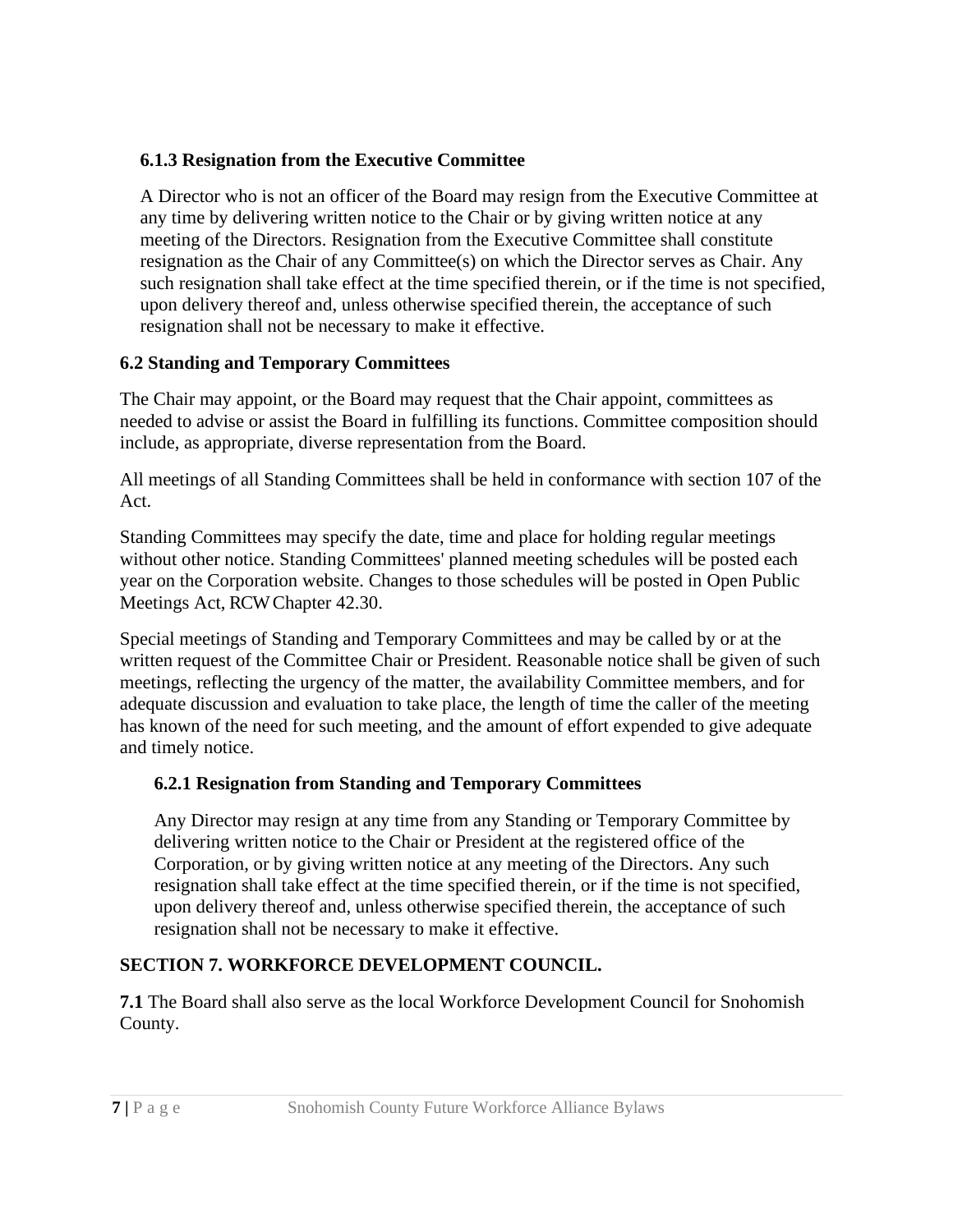### 6.1.3 Resignation from the Executive Committee

A Director who is not an officer of the Board may resign from the Executive Committee at any time by delivering written notice to the Chair or by giving written notice at any meeting of the Directors. Resignation from the Executive Committee shall constitute resignation as the Chair of any Committee(s) on which the Director serves as Chair. Any such resignation shall take effect at the time specified therein, or if the time is not specified, upon delivery thereof and, unless otherwise specified therein, the acceptance of such resignation shall not be necessary to make it effective.

## 6.2 Standing and Temporary Committees

The Chair may appoint, or the Board may request that the Chair appoint, committees as needed to advise or assist the Board in fulfilling its functions. Committee composition should include, as appropriate, diverse representation from the Board.

All meetings of all Standing Committees shall be held in conformance with section 107 of the Act.

Standing Committees may specify the date, time and place for holding regular meetings without other notice. Standing Committees' planned meeting schedules will be posted each year on the Corporation website. Changes to those schedules will be posted in Open Public Meetings Act, RCW Chapter 42.30.

Special meetings of Standing and Temporary Committees and may be called by or at the written request of the Committee Chair or President. Reasonable notice shall be given of such meetings, reflecting the urgency of the matter, the availability Committee members, and for adequate discussion and evaluation to take place, the length of time the caller of the meeting has known of the need for such meeting, and the amount of effort expended to give adequate and timely notice.

### 6.2.1 Resignation from Standing and Temporary Committees

Any Director may resign at any time from any Standing or Temporary Committee by delivering written notice to the Chair or President at the registered office of the Corporation, or by giving written notice at any meeting of the Directors. Any such resignation shall take effect at the time specified therein, or if the time is not specified, upon delivery thereof and, unless otherwise specified therein, the acceptance of such resignation shall not be necessary to make it effective.

## SECTION 7. WORKFORCE DEVELOPMENT COUNCIL.

**7.1** The Board shall also serve as the local Workforce Development Council for Snohomish County.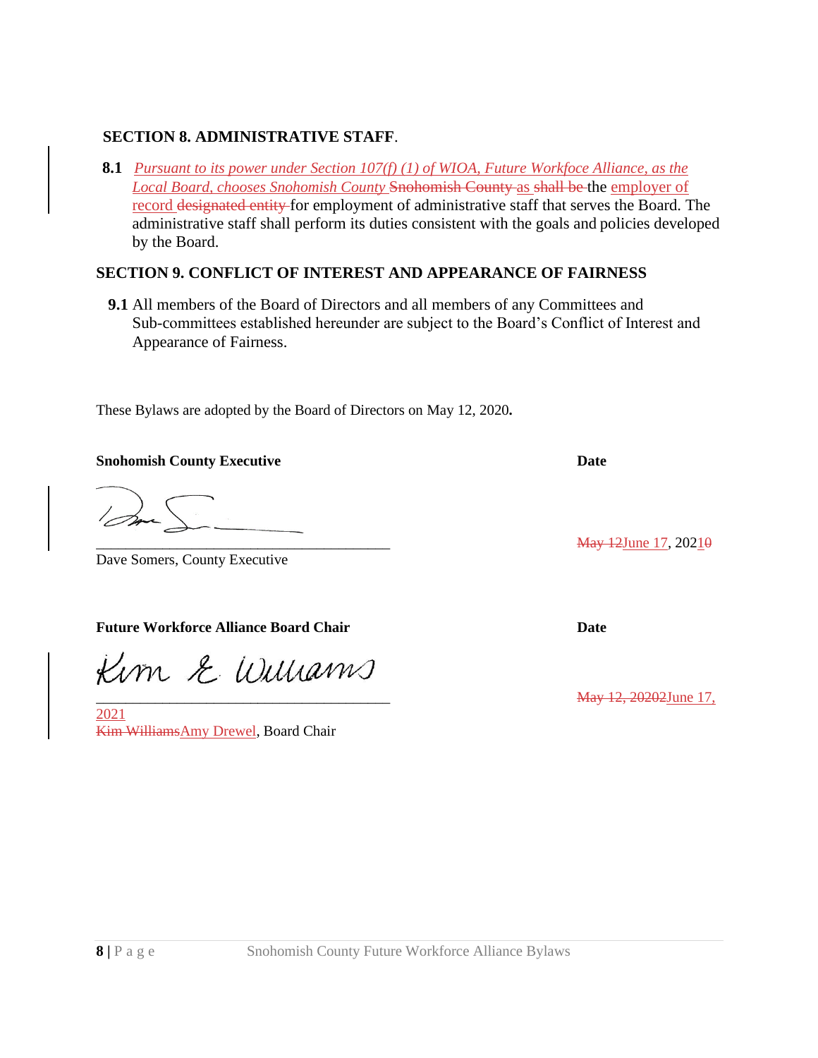## SECTION 8. ADMINISTRATIVE STAFF.

**8.1** *Pursuant to its power under Section 107(f) (1) of WIOA, Future Workfoce Alliance, as the Local Board, chooses Snohomish County* ~~Snohomish County~~ as ~~shall be~~ the employer of record ~~designated entity~~ for employment of administrative staff that serves the Board. The administrative staff shall perform its duties consistent with the goals and policies developed by the Board.

## SECTION 9. CONFLICT OF INTEREST AND APPEARANCE OF FAIRNESS

**9.1** All members of the Board of Directors and all members of any Committees and Sub-committees established hereunder are subject to the Board's Conflict of Interest and Appearance of Fairness.

These Bylaws are adopted by the Board of Directors on May 12, 2020**.**

**Snohomish County Executive** **Date**

_______________________________________ ~~May 12~~June 17, 202~~0~~1

Dave Somers, County Executive

**Future Workforce Alliance Board Chair** **Date**

_______________________________________ ~~May 12, 2020~~2June 17,

2021

~~Kim Williams~~Amy Drewel, Board Chair